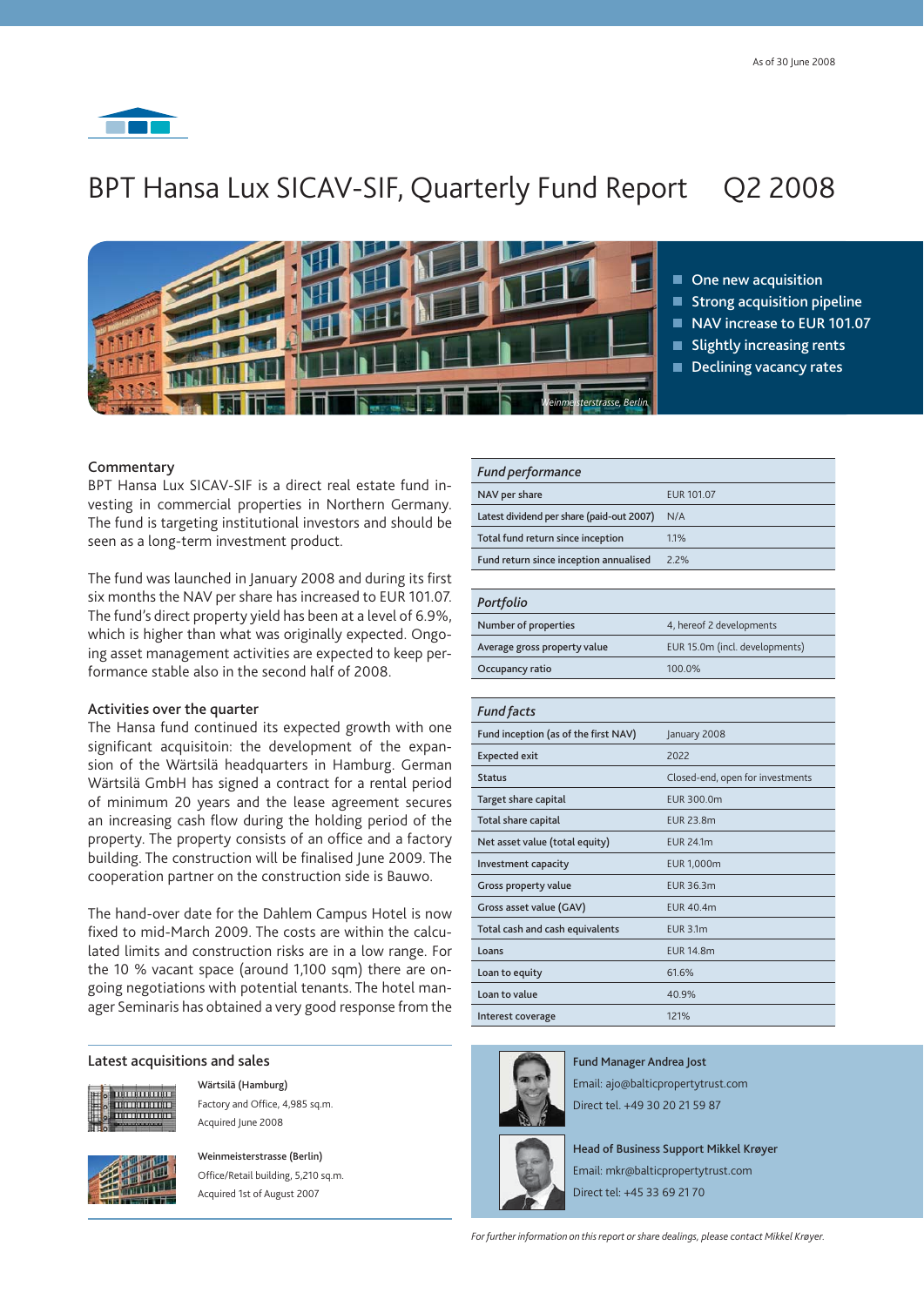As of 30 June 2008

# BPT Hansa Lux SICAV-SIF, Quarterly Fund Report Q2 2008

*Weinmeisterstrasse, Berlin*

- One new acquisition
- Strong acquisition pipeline
- NAV increase to EUR 101.07
- Slightly increasing rents
- Declining vacancy rates

## Commentary

BPT Hansa Lux SICAV-SIF is a direct real estate fund investing in commercial properties in Northern Germany. The fund is targeting institutional investors and should be seen as a long-term investment product.

The fund was launched in January 2008 and during its first six months the NAV per share has increased to EUR 101.07. The fund's direct property yield has been at a level of 6.9%, which is higher than what was originally expected. Ongoing asset management activities are expected to keep performance stable also in the second half of 2008.

## Activities over the quarter

The Hansa fund continued its expected growth with one significant acquisitoin: the development of the expansion of the Wärtsilä headquarters in Hamburg. German Wärtsilä GmbH has signed a contract for a rental period of minimum 20 years and the lease agreement secures an increasing cash flow during the holding period of the property. The property consists of an office and a factory building. The construction will be finalised June 2009. The cooperation partner on the construction side is Bauwo.

The hand-over date for the Dahlem Campus Hotel is now fixed to mid-March 2009. The costs are within the calculated limits and construction risks are in a low range. For the 10 % vacant space (around 1,100 sqm) there are ongoing negotiations with potential tenants. The hotel manager Seminaris has obtained a very good response from the

| *Fund performance* | |
|---|---|
| NAV per share | EUR 101.07 |
| Latest dividend per share (paid-out 2007) | N/A |
| Total fund return since inception | 1.1% |
| Fund return since inception annualised | 2.2% |

| *Portfolio* | |
|---|---|
| Number of properties | 4, hereof 2 developments |
| Average gross property value | EUR 15.0m (incl. developments) |
| Occupancy ratio | 100.0% |

| *Fund facts* | |
|---|---|
| Fund inception (as of the first NAV) | January 2008 |
| Expected exit | 2022 |
| Status | Closed-end, open for investments |
| Target share capital | EUR 300.0m |
| Total share capital | EUR 23.8m |
| Net asset value (total equity) | EUR 24.1m |
| Investment capacity | EUR 1,000m |
| Gross property value | EUR 36.3m |
| Gross asset value (GAV) | EUR 40.4m |
| Total cash and cash equivalents | EUR 3.1m |
| Loans | EUR 14.8m |
| Loan to equity | 61.6% |
| Loan to value | 40.9% |
| Interest coverage | 121% |

## Latest acquisitions and sales

**Wärtsilä (Hamburg)**
Factory and Office, 4,985 sq.m.
Acquired June 2008

**Weinmeisterstrasse (Berlin)**
Office/Retail building, 5,210 sq.m.
Acquired 1st of August 2007

**Fund Manager Andrea Jost**
Email: ajo@balticpropertytrust.com
Direct tel. +49 30 20 21 59 87

**Head of Business Support Mikkel Krøyer**
Email: mkr@balticpropertytrust.com
Direct tel: +45 33 69 21 70

*For further information on this report or share dealings, please contact Mikkel Krøyer.*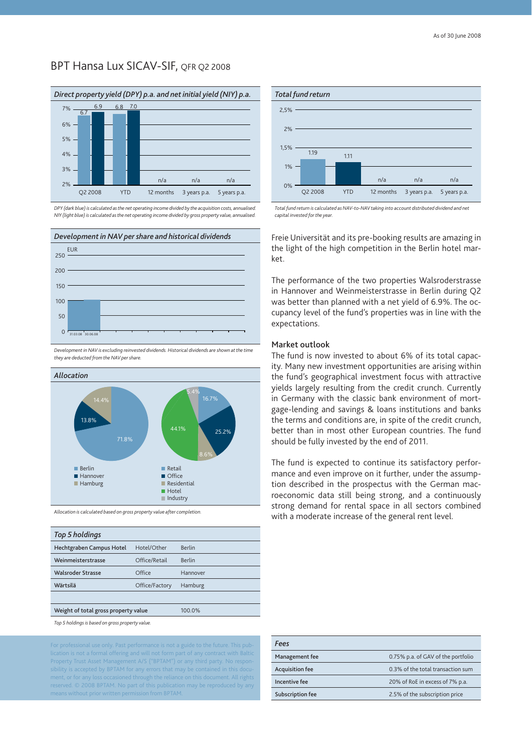As of 30 June 2008

# BPT Hansa Lux SICAV-SIF, QFR Q2 2008

### *Direct property yield (DPY) p.a. and net initial yield (NIY) p.a.*

7%
6%
5%
4%
3%
2%

6.7 6.9 6.8 7.0 n/a n/a n/a

Q2 2008 YTD 12 months 3 years p.a. 5 years p.a.

*DPY (dark blue) is calculated as the net operating income divided by the acquisition costs, annualised. NIY (light blue) is calculated as the net operating income divided by gross property value, annualised.*

### *Development in NAV per share and historical dividends*

EUR
250
200
150
100
50
0

31.03.08 30.06.08

*Development in NAV is excluding reinvested dividends. Historical dividends are shown at the time they are deducted from the NAV per share.*

### *Allocation*

14.4%
13.8%
71.8%

Berlin
Hannover
Hamburg

5.4%
16.7%
44.1%
25.2%
8.6%

Retail
Office
Residential
Hotel
Industry

*Allocation is calculated based on gross property value after completion.*

### *Top 5 holdings*

| | | |
|---|---|---|
| Hechtgraben Campus Hotel | Hotel/Other | Berlin |
| Weinmeisterstrasse | Office/Retail | Berlin |
| Walsroder Strasse | Office | Hannover |
| Wärtsilä | Office/Factory | Hamburg |
| | | |
| Weight of total gross property value | | 100.0% |

*Top 5 holdings is based on gross property value.*

For professional use only. Past performance is not a guide to the future. This publication is not a formal offering and will not form part of any contract with Baltic Property Trust Asset Management A/S ("BPTAM") or any third party. No responsibility is accepted by BPTAM for any errors that may be contained in this document, or for any loss occasioned through the reliance on this document. All rights reserved. © 2008 BPTAM. No part of this publication may be reproduced by any means without prior written permission from BPTAM.

### *Total fund return*

2,5%
2%
1,5%
1%
0%

1.19 1.11 n/a n/a n/a

Q2 2008 YTD 12 months 3 years p.a. 5 years p.a.

*Total fund return is calculated as NAV-to-NAV taking into account distributed dividend and net capital invested for the year.*

Freie Universität and its pre-booking results are amazing in the light of the high competition in the Berlin hotel market.

The performance of the two properties Walsroderstrasse in Hannover and Weinmeisterstrasse in Berlin during Q2 was better than planned with a net yield of 6.9%. The occupancy level of the fund's properties was in line with the expectations.

### Market outlook

The fund is now invested to about 6% of its total capacity. Many new investment opportunities are arising within the fund's geographical investment focus with attractive yields largely resulting from the credit crunch. Currently in Germany with the classic bank environment of mortgage-lending and savings & loans institutions and banks the terms and conditions are, in spite of the credit crunch, better than in most other European countries. The fund should be fully invested by the end of 2011.

The fund is expected to continue its satisfactory performance and even improve on it further, under the assumption described in the prospectus with the German macroeconomic data still being strong, and a continuously strong demand for rental space in all sectors combined with a moderate increase of the general rent level.

### *Fees*

| | |
|---|---|
| Management fee | 0.75% p.a. of GAV of the portfolio |
| Acquisition fee | 0.3% of the total transaction sum |
| Incentive fee | 20% of RoE in excess of 7% p.a. |
| Subscription fee | 2.5% of the subscription price |